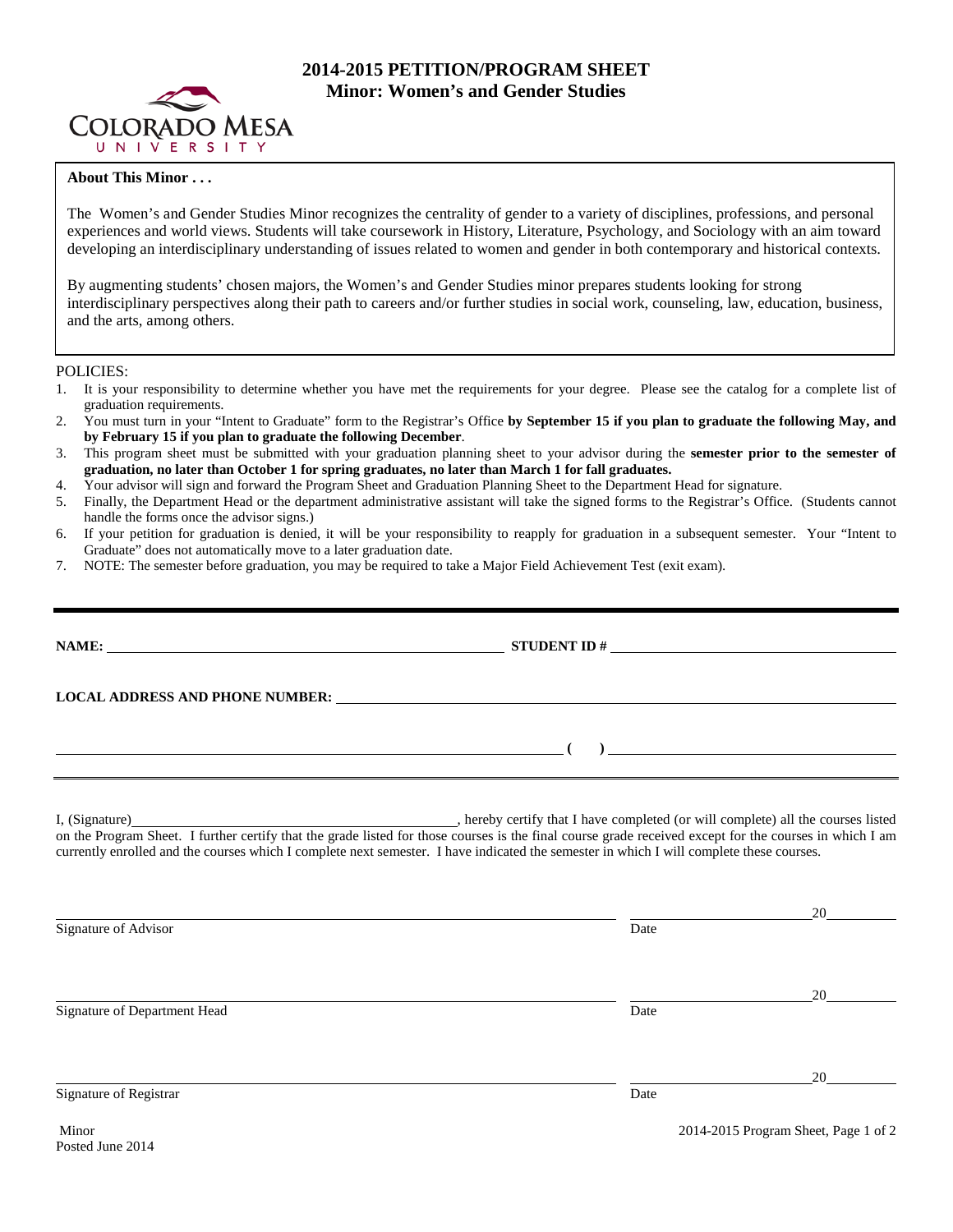# 2014-2015 PETITION/PROGRAM SHEET
## Minor: Women's and Gender Studies

COLORADO MESA UNIVERSITY

**About This Minor . . .**

The Women's and Gender Studies Minor recognizes the centrality of gender to a variety of disciplines, professions, and personal experiences and world views. Students will take coursework in History, Literature, Psychology, and Sociology with an aim toward developing an interdisciplinary understanding of issues related to women and gender in both contemporary and historical contexts.

By augmenting students' chosen majors, the Women's and Gender Studies minor prepares students looking for strong interdisciplinary perspectives along their path to careers and/or further studies in social work, counseling, law, education, business, and the arts, among others.

POLICIES:

1. It is your responsibility to determine whether you have met the requirements for your degree. Please see the catalog for a complete list of graduation requirements.
2. You must turn in your "Intent to Graduate" form to the Registrar's Office **by September 15 if you plan to graduate the following May, and by February 15 if you plan to graduate the following December**.
3. This program sheet must be submitted with your graduation planning sheet to your advisor during the **semester prior to the semester of graduation, no later than October 1 for spring graduates, no later than March 1 for fall graduates.**
4. Your advisor will sign and forward the Program Sheet and Graduation Planning Sheet to the Department Head for signature.
5. Finally, the Department Head or the department administrative assistant will take the signed forms to the Registrar's Office. (Students cannot handle the forms once the advisor signs.)
6. If your petition for graduation is denied, it will be your responsibility to reapply for graduation in a subsequent semester. Your "Intent to Graduate" does not automatically move to a later graduation date.
7. NOTE: The semester before graduation, you may be required to take a Major Field Achievement Test (exit exam).

---

**NAME:** ______________________ **STUDENT ID #** ______________________

**LOCAL ADDRESS AND PHONE NUMBER:** ______________________

______________________ **( )** ______________________

I, (Signature) ______________________, hereby certify that I have completed (or will complete) all the courses listed on the Program Sheet. I further certify that the grade listed for those courses is the final course grade received except for the courses in which I am currently enrolled and the courses which I complete next semester. I have indicated the semester in which I will complete these courses.

______________________ ______________ 20______
Signature of Advisor Date

______________________ ______________ 20______
Signature of Department Head Date

______________________ ______________ 20______
Signature of Registrar Date

Minor
Posted June 2014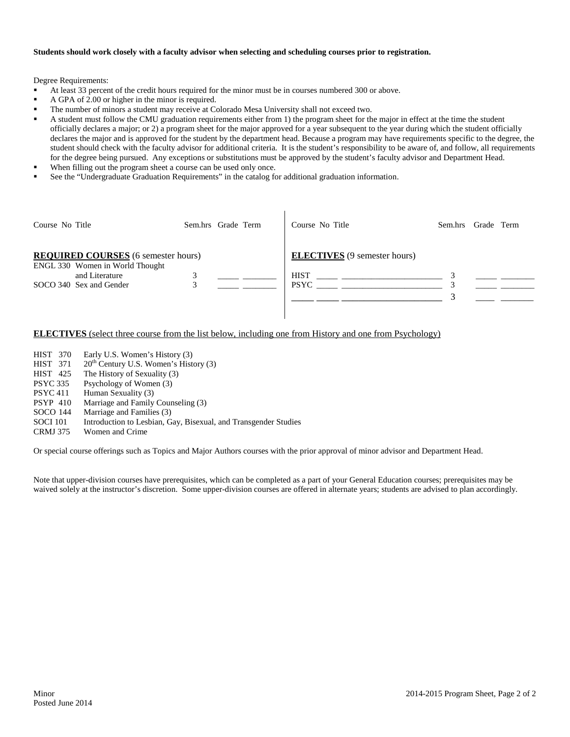**Students should work closely with a faculty advisor when selecting and scheduling courses prior to registration.**

Degree Requirements:

- At least 33 percent of the credit hours required for the minor must be in courses numbered 300 or above.
- A GPA of 2.00 or higher in the minor is required.
- The number of minors a student may receive at Colorado Mesa University shall not exceed two.
- A student must follow the CMU graduation requirements either from 1) the program sheet for the major in effect at the time the student officially declares a major; or 2) a program sheet for the major approved for a year subsequent to the year during which the student officially declares the major and is approved for the student by the department head. Because a program may have requirements specific to the degree, the student should check with the faculty advisor for additional criteria. It is the student's responsibility to be aware of, and follow, all requirements for the degree being pursued. Any exceptions or substitutions must be approved by the student's faculty advisor and Department Head.
- When filling out the program sheet a course can be used only once.
- See the "Undergraduate Graduation Requirements" in the catalog for additional graduation information.

| Course No Title | Sem.hrs | Grade | Term |
|---|---|---|---|
| **REQUIRED COURSES** (6 semester hours) | | | |
| ENGL 330 Women in World Thought and Literature | 3 | _____ | ________ |
| SOCO 340 Sex and Gender | 3 | _____ | ________ |

| Course No Title | Sem.hrs | Grade | Term |
|---|---|---|---|
| **ELECTIVES** (9 semester hours) | | | |
| HIST _____ ________________________ | 3 | _____ | ________ |
| PSYC _____ ________________________ | 3 | _____ | ________ |
| _____ _____ ________________________ | 3 | _____ | ________ |

**ELECTIVES** (select three course from the list below, including one from History and one from Psychology)

- HIST 370 Early U.S. Women's History (3)
- HIST 371 20th Century U.S. Women's History (3)
- HIST 425 The History of Sexuality (3)
- PSYC 335 Psychology of Women (3)
- PSYC 411 Human Sexuality (3)
- PSYP 410 Marriage and Family Counseling (3)
- SOCO 144 Marriage and Families (3)
- SOCI 101 Introduction to Lesbian, Gay, Bisexual, and Transgender Studies
- CRMJ 375 Women and Crime

Or special course offerings such as Topics and Major Authors courses with the prior approval of minor advisor and Department Head.

Note that upper-division courses have prerequisites, which can be completed as a part of your General Education courses; prerequisites may be waived solely at the instructor's discretion. Some upper-division courses are offered in alternate years; students are advised to plan accordingly.

Minor
Posted June 2014